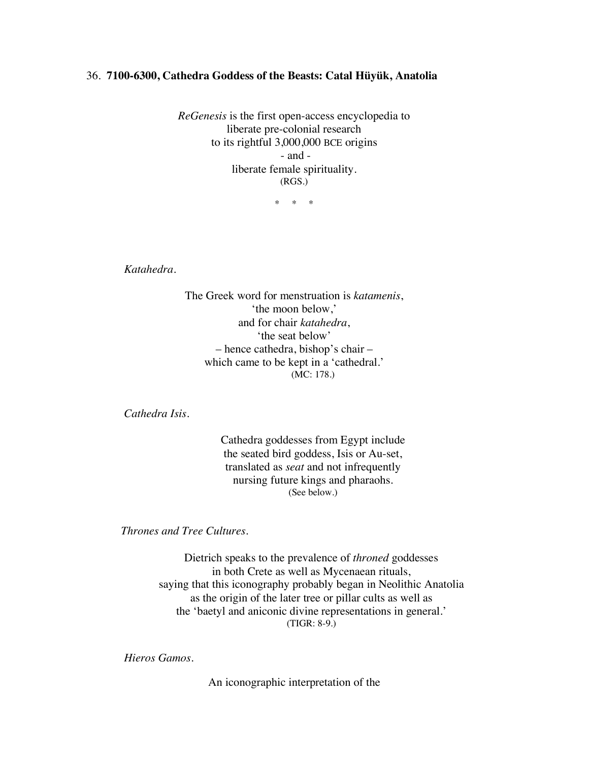36. **7100-6300, Cathedra Goddess of the Beasts: Catal Hüyük, Anatolia**

*ReGenesis* is the first open-access encyclopedia to
liberate pre-colonial research
to its rightful 3,000,000 BCE origins
\- and -
liberate female spirituality.
(RGS.)

\*   \*   \*

*Katahedra.*

The Greek word for menstruation is *katamenis*,
'the moon below,'
and for chair *katahedra*,
'the seat below'
– hence cathedra, bishop's chair –
which came to be kept in a 'cathedral.'
(MC: 178.)

*Cathedra Isis.*

Cathedra goddesses from Egypt include
the seated bird goddess, Isis or Au-set,
translated as *seat* and not infrequently
nursing future kings and pharaohs.
(See below.)

*Thrones and Tree Cultures.*

Dietrich speaks to the prevalence of *throned* goddesses
in both Crete as well as Mycenaean rituals,
saying that this iconography probably began in Neolithic Anatolia
as the origin of the later tree or pillar cults as well as
the 'baetyl and aniconic divine representations in general.'
(TIGR: 8-9.)

*Hieros Gamos.*

An iconographic interpretation of the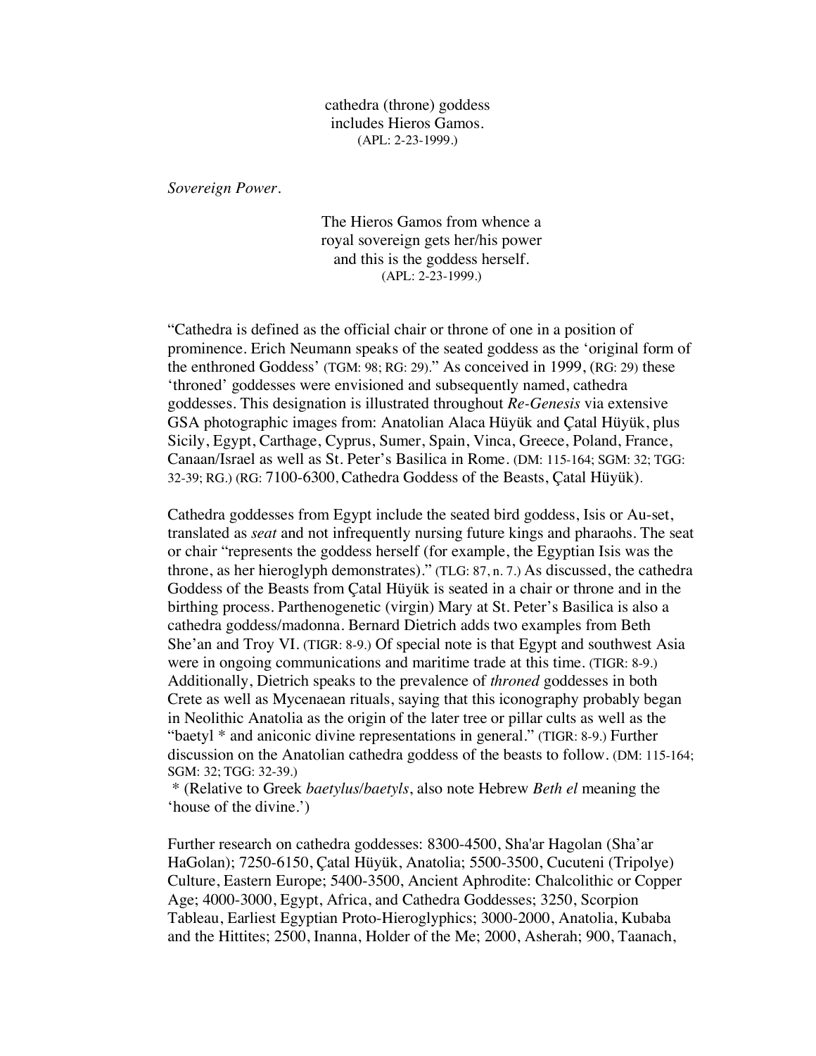cathedra (throne) goddess  
includes Hieros Gamos.  
(APL: 2-23-1999.)

*Sovereign Power.*

The Hieros Gamos from whence a  
royal sovereign gets her/his power  
and this is the goddess herself.  
(APL: 2-23-1999.)

"Cathedra is defined as the official chair or throne of one in a position of prominence. Erich Neumann speaks of the seated goddess as the 'original form of the enthroned Goddess' (TGM: 98; RG: 29)." As conceived in 1999, (RG: 29) these 'throned' goddesses were envisioned and subsequently named, cathedra goddesses. This designation is illustrated throughout *Re-Genesis* via extensive GSA photographic images from: Anatolian Alaca Hüyük and Çatal Hüyük, plus Sicily, Egypt, Carthage, Cyprus, Sumer, Spain, Vinca, Greece, Poland, France, Canaan/Israel as well as St. Peter's Basilica in Rome. (DM: 115-164; SGM: 32; TGG: 32-39; RG.) (RG: 7100-6300, Cathedra Goddess of the Beasts, Çatal Hüyük).

Cathedra goddesses from Egypt include the seated bird goddess, Isis or Au-set, translated as *seat* and not infrequently nursing future kings and pharaohs. The seat or chair "represents the goddess herself (for example, the Egyptian Isis was the throne, as her hieroglyph demonstrates)." (TLG: 87, n. 7.) As discussed, the cathedra Goddess of the Beasts from Çatal Hüyük is seated in a chair or throne and in the birthing process. Parthenogenetic (virgin) Mary at St. Peter's Basilica is also a cathedra goddess/madonna. Bernard Dietrich adds two examples from Beth She'an and Troy VI. (TIGR: 8-9.) Of special note is that Egypt and southwest Asia were in ongoing communications and maritime trade at this time. (TIGR: 8-9.) Additionally, Dietrich speaks to the prevalence of *throned* goddesses in both Crete as well as Mycenaean rituals, saying that this iconography probably began in Neolithic Anatolia as the origin of the later tree or pillar cults as well as the "baetyl * and aniconic divine representations in general." (TIGR: 8-9.) Further discussion on the Anatolian cathedra goddess of the beasts to follow. (DM: 115-164; SGM: 32; TGG: 32-39.)  
 * (Relative to Greek *baetylus*/*baetyls*, also note Hebrew *Beth el* meaning the 'house of the divine.')

Further research on cathedra goddesses: 8300-4500, Sha'ar Hagolan (Sha'ar HaGolan); 7250-6150, Çatal Hüyük, Anatolia; 5500-3500, Cucuteni (Tripolye) Culture, Eastern Europe; 5400-3500, Ancient Aphrodite: Chalcolithic or Copper Age; 4000-3000, Egypt, Africa, and Cathedra Goddesses; 3250, Scorpion Tableau, Earliest Egyptian Proto-Hieroglyphics; 3000-2000, Anatolia, Kubaba and the Hittites; 2500, Inanna, Holder of the Me; 2000, Asherah; 900, Taanach,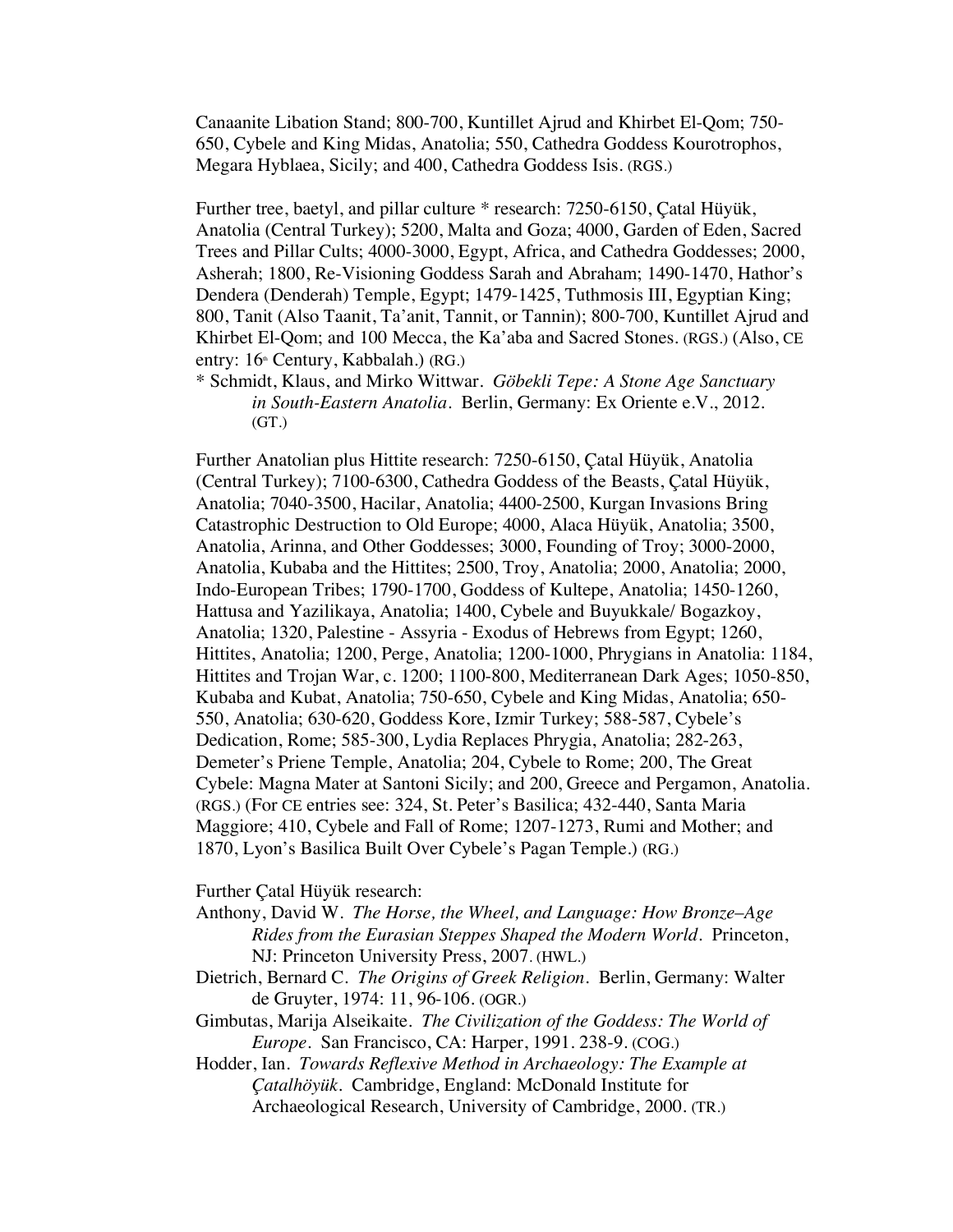Canaanite Libation Stand; 800-700, Kuntillet Ajrud and Khirbet El-Qom; 750-650, Cybele and King Midas, Anatolia; 550, Cathedra Goddess Kourotrophos, Megara Hyblaea, Sicily; and 400, Cathedra Goddess Isis. (RGS.)

Further tree, baetyl, and pillar culture * research: 7250-6150, Çatal Hüyük, Anatolia (Central Turkey); 5200, Malta and Goza; 4000, Garden of Eden, Sacred Trees and Pillar Cults; 4000-3000, Egypt, Africa, and Cathedra Goddesses; 2000, Asherah; 1800, Re-Visioning Goddess Sarah and Abraham; 1490-1470, Hathor's Dendera (Denderah) Temple, Egypt; 1479-1425, Tuthmosis III, Egyptian King; 800, Tanit (Also Taanit, Ta'anit, Tannit, or Tannin); 800-700, Kuntillet Ajrud and Khirbet El-Qom; and 100 Mecca, the Ka'aba and Sacred Stones. (RGS.) (Also, CE entry: 16th Century, Kabbalah.) (RG.)

\* Schmidt, Klaus, and Mirko Wittwar. *Göbekli Tepe: A Stone Age Sanctuary in South-Eastern Anatolia*. Berlin, Germany: Ex Oriente e.V., 2012. (GT.)

Further Anatolian plus Hittite research: 7250-6150, Çatal Hüyük, Anatolia (Central Turkey); 7100-6300, Cathedra Goddess of the Beasts, Çatal Hüyük, Anatolia; 7040-3500, Hacilar, Anatolia; 4400-2500, Kurgan Invasions Bring Catastrophic Destruction to Old Europe; 4000, Alaca Hüyük, Anatolia; 3500, Anatolia, Arinna, and Other Goddesses; 3000, Founding of Troy; 3000-2000, Anatolia, Kubaba and the Hittites; 2500, Troy, Anatolia; 2000, Anatolia; 2000, Indo-European Tribes; 1790-1700, Goddess of Kultepe, Anatolia; 1450-1260, Hattusa and Yazilikaya, Anatolia; 1400, Cybele and Buyukkale/ Bogazkoy, Anatolia; 1320, Palestine - Assyria - Exodus of Hebrews from Egypt; 1260, Hittites, Anatolia; 1200, Perge, Anatolia; 1200-1000, Phrygians in Anatolia: 1184, Hittites and Trojan War, c. 1200; 1100-800, Mediterranean Dark Ages; 1050-850, Kubaba and Kubat, Anatolia; 750-650, Cybele and King Midas, Anatolia; 650-550, Anatolia; 630-620, Goddess Kore, Izmir Turkey; 588-587, Cybele's Dedication, Rome; 585-300, Lydia Replaces Phrygia, Anatolia; 282-263, Demeter's Priene Temple, Anatolia; 204, Cybele to Rome; 200, The Great Cybele: Magna Mater at Santoni Sicily; and 200, Greece and Pergamon, Anatolia. (RGS.) (For CE entries see: 324, St. Peter's Basilica; 432-440, Santa Maria Maggiore; 410, Cybele and Fall of Rome; 1207-1273, Rumi and Mother; and 1870, Lyon's Basilica Built Over Cybele's Pagan Temple.) (RG.)

Further Çatal Hüyük research:

Anthony, David W. *The Horse, the Wheel, and Language: How Bronze–Age Rides from the Eurasian Steppes Shaped the Modern World*. Princeton, NJ: Princeton University Press, 2007. (HWL.)

Dietrich, Bernard C. *The Origins of Greek Religion*. Berlin, Germany: Walter de Gruyter, 1974: 11, 96-106. (OGR.)

Gimbutas, Marija Alseikaite. *The Civilization of the Goddess: The World of Europe*. San Francisco, CA: Harper, 1991. 238-9. (COG.)

Hodder, Ian. *Towards Reflexive Method in Archaeology: The Example at Çatalhöyük*. Cambridge, England: McDonald Institute for Archaeological Research, University of Cambridge, 2000. (TR.)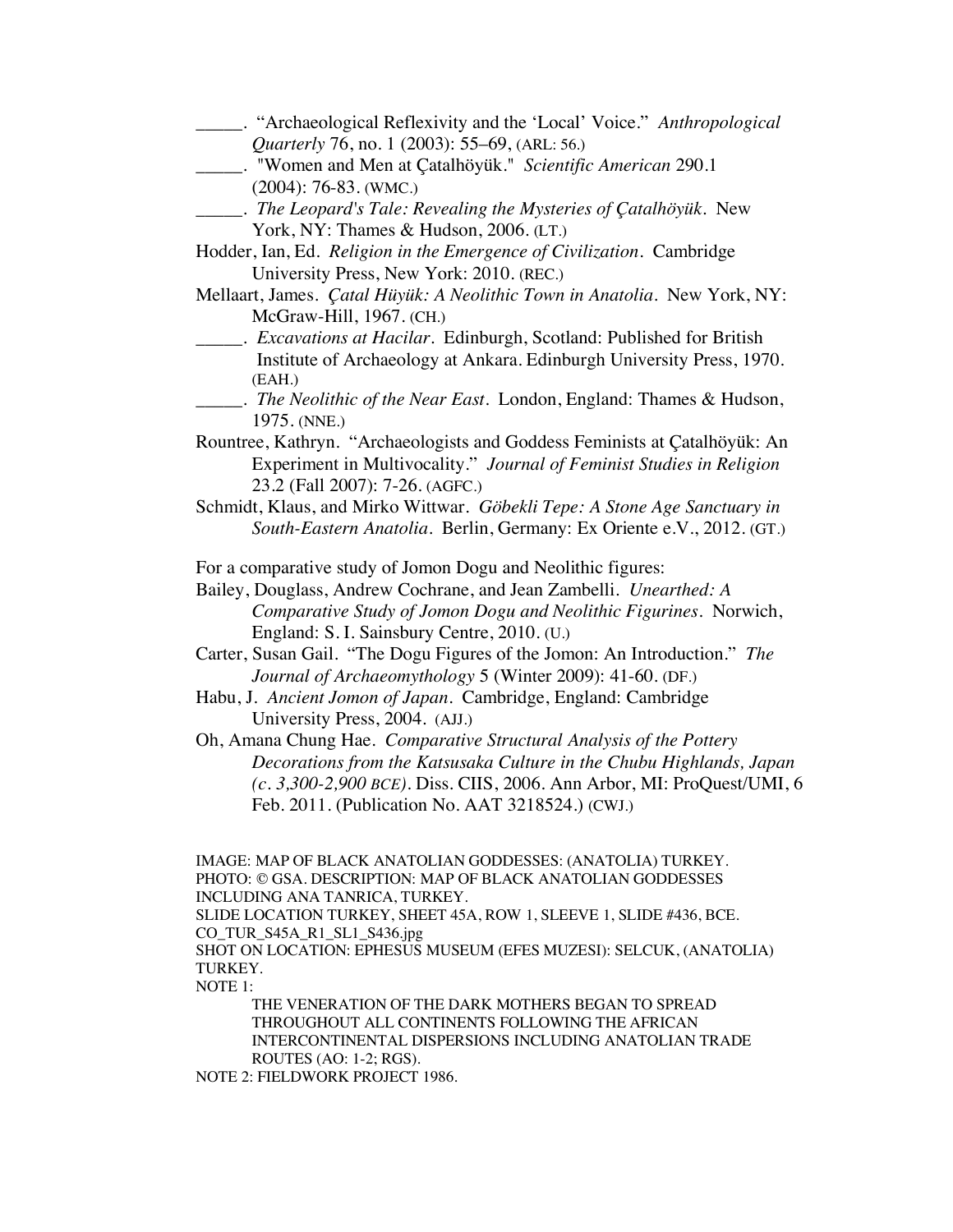_____. "Archaeological Reflexivity and the 'Local' Voice." *Anthropological Quarterly* 76, no. 1 (2003): 55–69, (ARL: 56.)

_____. "Women and Men at Çatalhöyük." *Scientific American* 290.1 (2004): 76-83. (WMC.)

_____. *The Leopard's Tale: Revealing the Mysteries of Çatalhöyük*. New York, NY: Thames & Hudson, 2006. (LT.)

Hodder, Ian, Ed. *Religion in the Emergence of Civilization*. Cambridge University Press, New York: 2010. (REC.)

Mellaart, James. *Çatal Hüyük: A Neolithic Town in Anatolia*. New York, NY: McGraw-Hill, 1967. (CH.)

_____. *Excavations at Hacilar*. Edinburgh, Scotland: Published for British Institute of Archaeology at Ankara. Edinburgh University Press, 1970. (EAH.)

_____. *The Neolithic of the Near East*. London, England: Thames & Hudson, 1975. (NNE.)

Rountree, Kathryn. "Archaeologists and Goddess Feminists at Çatalhöyük: An Experiment in Multivocality." *Journal of Feminist Studies in Religion* 23.2 (Fall 2007): 7-26. (AGFC.)

Schmidt, Klaus, and Mirko Wittwar. *Göbekli Tepe: A Stone Age Sanctuary in South-Eastern Anatolia*. Berlin, Germany: Ex Oriente e.V., 2012. (GT.)

For a comparative study of Jomon Dogu and Neolithic figures:

Bailey, Douglass, Andrew Cochrane, and Jean Zambelli. *Unearthed: A Comparative Study of Jomon Dogu and Neolithic Figurines*. Norwich, England: S. I. Sainsbury Centre, 2010. (U.)

Carter, Susan Gail. "The Dogu Figures of the Jomon: An Introduction." *The Journal of Archaeomythology* 5 (Winter 2009): 41-60. (DF.)

Habu, J. *Ancient Jomon of Japan*. Cambridge, England: Cambridge University Press, 2004. (AJJ.)

Oh, Amana Chung Hae. *Comparative Structural Analysis of the Pottery Decorations from the Katsusaka Culture in the Chubu Highlands, Japan (c. 3,300-2,900 BCE)*. Diss. CIIS, 2006. Ann Arbor, MI: ProQuest/UMI, 6 Feb. 2011. (Publication No. AAT 3218524.) (CWJ.)

IMAGE: MAP OF BLACK ANATOLIAN GODDESSES: (ANATOLIA) TURKEY.
PHOTO: © GSA. DESCRIPTION: MAP OF BLACK ANATOLIAN GODDESSES INCLUDING ANA TANRICA, TURKEY.
SLIDE LOCATION TURKEY, SHEET 45A, ROW 1, SLEEVE 1, SLIDE #436, BCE.
CO_TUR_S45A_R1_SL1_S436.jpg
SHOT ON LOCATION: EPHESUS MUSEUM (EFES MUZESI): SELCUK, (ANATOLIA) TURKEY.
NOTE 1:

THE VENERATION OF THE DARK MOTHERS BEGAN TO SPREAD THROUGHOUT ALL CONTINENTS FOLLOWING THE AFRICAN INTERCONTINENTAL DISPERSIONS INCLUDING ANATOLIAN TRADE ROUTES (AO: 1-2; RGS).

NOTE 2: FIELDWORK PROJECT 1986.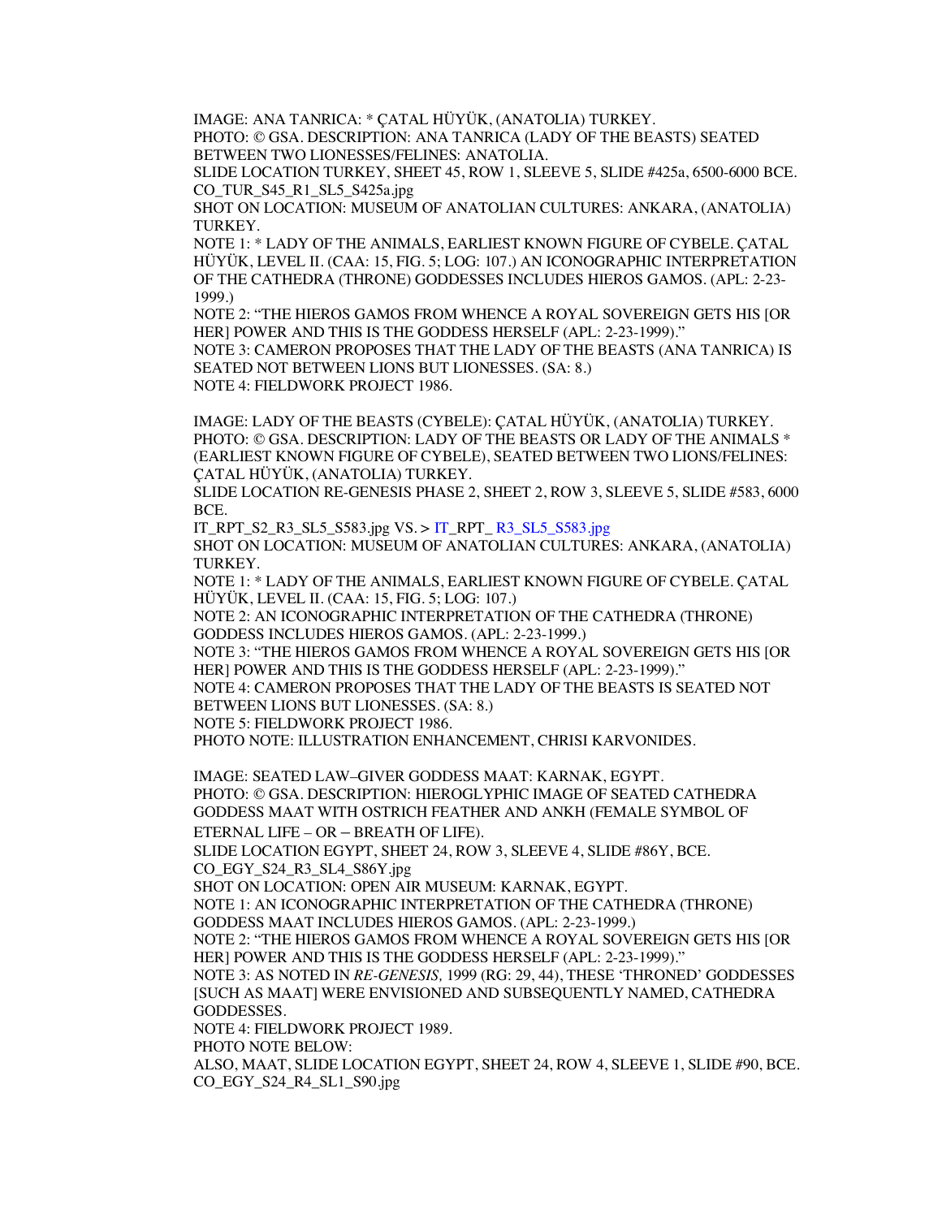IMAGE: ANA TANRICA: * ÇATAL HÜYÜK, (ANATOLIA) TURKEY.
PHOTO: © GSA. DESCRIPTION: ANA TANRICA (LADY OF THE BEASTS) SEATED BETWEEN TWO LIONESSES/FELINES: ANATOLIA.
SLIDE LOCATION TURKEY, SHEET 45, ROW 1, SLEEVE 5, SLIDE #425a, 6500-6000 BCE.
CO_TUR_S45_R1_SL5_S425a.jpg
SHOT ON LOCATION: MUSEUM OF ANATOLIAN CULTURES: ANKARA, (ANATOLIA) TURKEY.
NOTE 1: * LADY OF THE ANIMALS, EARLIEST KNOWN FIGURE OF CYBELE. ÇATAL HÜYÜK, LEVEL II. (CAA: 15, FIG. 5; LOG: 107.) AN ICONOGRAPHIC INTERPRETATION OF THE CATHEDRA (THRONE) GODDESSES INCLUDES HIEROS GAMOS. (APL: 2-23-1999.)
NOTE 2: "THE HIEROS GAMOS FROM WHENCE A ROYAL SOVEREIGN GETS HIS [OR HER] POWER AND THIS IS THE GODDESS HERSELF (APL: 2-23-1999)."
NOTE 3: CAMERON PROPOSES THAT THE LADY OF THE BEASTS (ANA TANRICA) IS SEATED NOT BETWEEN LIONS BUT LIONESSES. (SA: 8.)
NOTE 4: FIELDWORK PROJECT 1986.

IMAGE: LADY OF THE BEASTS (CYBELE): ÇATAL HÜYÜK, (ANATOLIA) TURKEY.
PHOTO: © GSA. DESCRIPTION: LADY OF THE BEASTS OR LADY OF THE ANIMALS * (EARLIEST KNOWN FIGURE OF CYBELE), SEATED BETWEEN TWO LIONS/FELINES: ÇATAL HÜYÜK, (ANATOLIA) TURKEY.
SLIDE LOCATION RE-GENESIS PHASE 2, SHEET 2, ROW 3, SLEEVE 5, SLIDE #583, 6000 BCE.
IT_RPT_S2_R3_SL5_S583.jpg VS. > IT_RPT_ R3_SL5_S583.jpg
SHOT ON LOCATION: MUSEUM OF ANATOLIAN CULTURES: ANKARA, (ANATOLIA) TURKEY.
NOTE 1: * LADY OF THE ANIMALS, EARLIEST KNOWN FIGURE OF CYBELE. ÇATAL HÜYÜK, LEVEL II. (CAA: 15, FIG. 5; LOG: 107.)
NOTE 2: AN ICONOGRAPHIC INTERPRETATION OF THE CATHEDRA (THRONE) GODDESS INCLUDES HIEROS GAMOS. (APL: 2-23-1999.)
NOTE 3: "THE HIEROS GAMOS FROM WHENCE A ROYAL SOVEREIGN GETS HIS [OR HER] POWER AND THIS IS THE GODDESS HERSELF (APL: 2-23-1999)."
NOTE 4: CAMERON PROPOSES THAT THE LADY OF THE BEASTS IS SEATED NOT BETWEEN LIONS BUT LIONESSES. (SA: 8.)
NOTE 5: FIELDWORK PROJECT 1986.
PHOTO NOTE: ILLUSTRATION ENHANCEMENT, CHRISI KARVONIDES.

IMAGE: SEATED LAW–GIVER GODDESS MAAT: KARNAK, EGYPT.
PHOTO: © GSA. DESCRIPTION: HIEROGLYPHIC IMAGE OF SEATED CATHEDRA GODDESS MAAT WITH OSTRICH FEATHER AND ANKH (FEMALE SYMBOL OF ETERNAL LIFE – OR – BREATH OF LIFE).
SLIDE LOCATION EGYPT, SHEET 24, ROW 3, SLEEVE 4, SLIDE #86Y, BCE.
CO_EGY_S24_R3_SL4_S86Y.jpg
SHOT ON LOCATION: OPEN AIR MUSEUM: KARNAK, EGYPT.
NOTE 1: AN ICONOGRAPHIC INTERPRETATION OF THE CATHEDRA (THRONE) GODDESS MAAT INCLUDES HIEROS GAMOS. (APL: 2-23-1999.)
NOTE 2: "THE HIEROS GAMOS FROM WHENCE A ROYAL SOVEREIGN GETS HIS [OR HER] POWER AND THIS IS THE GODDESS HERSELF (APL: 2-23-1999)."
NOTE 3: AS NOTED IN *RE-GENESIS,* 1999 (RG: 29, 44), THESE 'THRONED' GODDESSES [SUCH AS MAAT] WERE ENVISIONED AND SUBSEQUENTLY NAMED, CATHEDRA GODDESSES.
NOTE 4: FIELDWORK PROJECT 1989.
PHOTO NOTE BELOW:
ALSO, MAAT, SLIDE LOCATION EGYPT, SHEET 24, ROW 4, SLEEVE 1, SLIDE #90, BCE.
CO_EGY_S24_R4_SL1_S90.jpg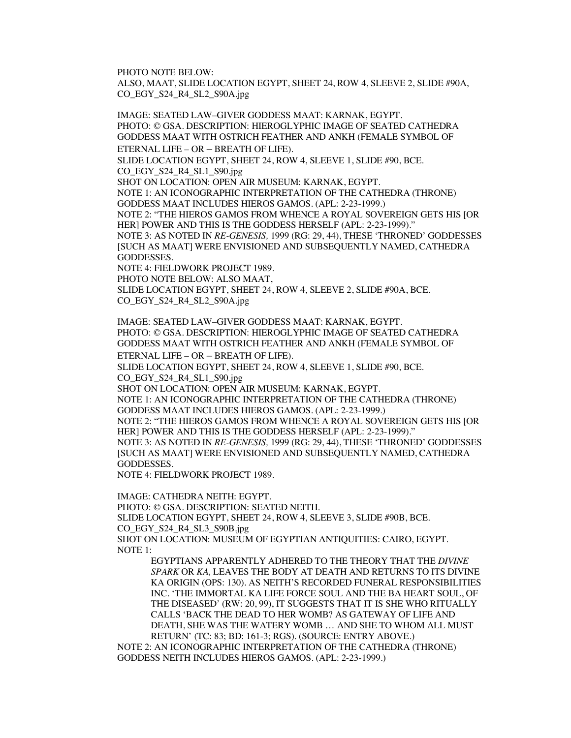PHOTO NOTE BELOW:
ALSO, MAAT, SLIDE LOCATION EGYPT, SHEET 24, ROW 4, SLEEVE 2, SLIDE #90A, CO_EGY_S24_R4_SL2_S90A.jpg

IMAGE: SEATED LAW–GIVER GODDESS MAAT: KARNAK, EGYPT.
PHOTO: © GSA. DESCRIPTION: HIEROGLYPHIC IMAGE OF SEATED CATHEDRA GODDESS MAAT WITH OSTRICH FEATHER AND ANKH (FEMALE SYMBOL OF ETERNAL LIFE – OR – BREATH OF LIFE).
SLIDE LOCATION EGYPT, SHEET 24, ROW 4, SLEEVE 1, SLIDE #90, BCE.
CO_EGY_S24_R4_SL1_S90.jpg
SHOT ON LOCATION: OPEN AIR MUSEUM: KARNAK, EGYPT.
NOTE 1: AN ICONOGRAPHIC INTERPRETATION OF THE CATHEDRA (THRONE) GODDESS MAAT INCLUDES HIEROS GAMOS. (APL: 2-23-1999.)
NOTE 2: "THE HIEROS GAMOS FROM WHENCE A ROYAL SOVEREIGN GETS HIS [OR HER] POWER AND THIS IS THE GODDESS HERSELF (APL: 2-23-1999)."
NOTE 3: AS NOTED IN *RE-GENESIS,* 1999 (RG: 29, 44), THESE 'THRONED' GODDESSES [SUCH AS MAAT] WERE ENVISIONED AND SUBSEQUENTLY NAMED, CATHEDRA GODDESSES.
NOTE 4: FIELDWORK PROJECT 1989.
PHOTO NOTE BELOW: ALSO MAAT,
SLIDE LOCATION EGYPT, SHEET 24, ROW 4, SLEEVE 2, SLIDE #90A, BCE.
CO_EGY_S24_R4_SL2_S90A.jpg

IMAGE: SEATED LAW–GIVER GODDESS MAAT: KARNAK, EGYPT.
PHOTO: © GSA. DESCRIPTION: HIEROGLYPHIC IMAGE OF SEATED CATHEDRA GODDESS MAAT WITH OSTRICH FEATHER AND ANKH (FEMALE SYMBOL OF ETERNAL LIFE – OR – BREATH OF LIFE).
SLIDE LOCATION EGYPT, SHEET 24, ROW 4, SLEEVE 1, SLIDE #90, BCE.
CO_EGY_S24_R4_SL1_S90.jpg
SHOT ON LOCATION: OPEN AIR MUSEUM: KARNAK, EGYPT.
NOTE 1: AN ICONOGRAPHIC INTERPRETATION OF THE CATHEDRA (THRONE) GODDESS MAAT INCLUDES HIEROS GAMOS. (APL: 2-23-1999.)
NOTE 2: "THE HIEROS GAMOS FROM WHENCE A ROYAL SOVEREIGN GETS HIS [OR HER] POWER AND THIS IS THE GODDESS HERSELF (APL: 2-23-1999)."
NOTE 3: AS NOTED IN *RE-GENESIS,* 1999 (RG: 29, 44), THESE 'THRONED' GODDESSES [SUCH AS MAAT] WERE ENVISIONED AND SUBSEQUENTLY NAMED, CATHEDRA GODDESSES.
NOTE 4: FIELDWORK PROJECT 1989.

IMAGE: CATHEDRA NEITH: EGYPT.
PHOTO: © GSA. DESCRIPTION: SEATED NEITH.
SLIDE LOCATION EGYPT, SHEET 24, ROW 4, SLEEVE 3, SLIDE #90B, BCE.
CO_EGY_S24_R4_SL3_S90B.jpg
SHOT ON LOCATION: MUSEUM OF EGYPTIAN ANTIQUITIES: CAIRO, EGYPT.
NOTE 1:

> EGYPTIANS APPARENTLY ADHERED TO THE THEORY THAT THE *DIVINE SPARK* OR *KA,* LEAVES THE BODY AT DEATH AND RETURNS TO ITS DIVINE KA ORIGIN (OPS: 130). AS NEITH'S RECORDED FUNERAL RESPONSIBILITIES INC. 'THE IMMORTAL KA LIFE FORCE SOUL AND THE BA HEART SOUL, OF THE DISEASED' (RW: 20, 99), IT SUGGESTS THAT IT IS SHE WHO RITUALLY CALLS 'BACK THE DEAD TO HER WOMB? AS GATEWAY OF LIFE AND DEATH, SHE WAS THE WATERY WOMB … AND SHE TO WHOM ALL MUST RETURN' (TC: 83; BD: 161-3; RGS). (SOURCE: ENTRY ABOVE.)

NOTE 2: AN ICONOGRAPHIC INTERPRETATION OF THE CATHEDRA (THRONE) GODDESS NEITH INCLUDES HIEROS GAMOS. (APL: 2-23-1999.)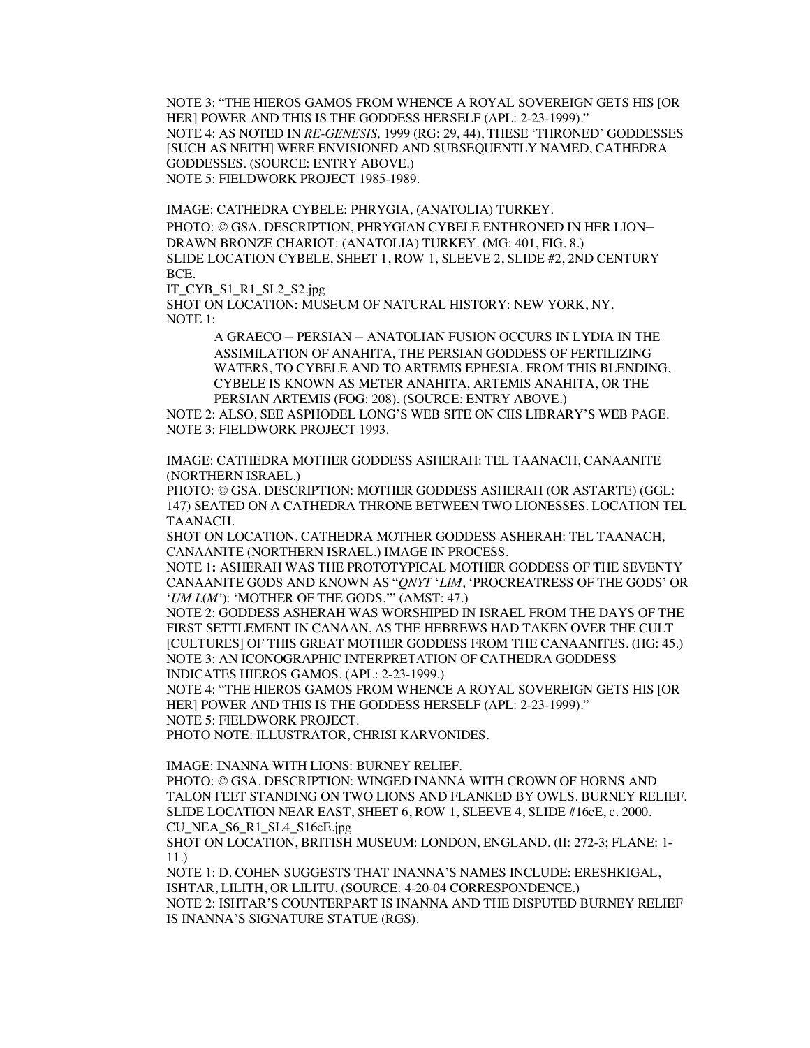NOTE 3: "THE HIEROS GAMOS FROM WHENCE A ROYAL SOVEREIGN GETS HIS [OR HER] POWER AND THIS IS THE GODDESS HERSELF (APL: 2-23-1999)."
NOTE 4: AS NOTED IN *RE-GENESIS,* 1999 (RG: 29, 44), THESE 'THRONED' GODDESSES [SUCH AS NEITH] WERE ENVISIONED AND SUBSEQUENTLY NAMED, CATHEDRA GODDESSES. (SOURCE: ENTRY ABOVE.)
NOTE 5: FIELDWORK PROJECT 1985-1989.

IMAGE: CATHEDRA CYBELE: PHRYGIA, (ANATOLIA) TURKEY.
PHOTO: © GSA. DESCRIPTION, PHRYGIAN CYBELE ENTHRONED IN HER LION–DRAWN BRONZE CHARIOT: (ANATOLIA) TURKEY. (MG: 401, FIG. 8.)
SLIDE LOCATION CYBELE, SHEET 1, ROW 1, SLEEVE 2, SLIDE #2, 2ND CENTURY BCE.
IT_CYB_S1_R1_SL2_S2.jpg
SHOT ON LOCATION: MUSEUM OF NATURAL HISTORY: NEW YORK, NY.
NOTE 1:

> A GRAECO – PERSIAN – ANATOLIAN FUSION OCCURS IN LYDIA IN THE ASSIMILATION OF ANAHITA, THE PERSIAN GODDESS OF FERTILIZING WATERS, TO CYBELE AND TO ARTEMIS EPHESIA. FROM THIS BLENDING, CYBELE IS KNOWN AS METER ANAHITA, ARTEMIS ANAHITA, OR THE PERSIAN ARTEMIS (FOG: 208). (SOURCE: ENTRY ABOVE.)

NOTE 2: ALSO, SEE ASPHODEL LONG'S WEB SITE ON CIIS LIBRARY'S WEB PAGE.
NOTE 3: FIELDWORK PROJECT 1993.

IMAGE: CATHEDRA MOTHER GODDESS ASHERAH: TEL TAANACH, CANAANITE (NORTHERN ISRAEL.)
PHOTO: © GSA. DESCRIPTION: MOTHER GODDESS ASHERAH (OR ASTARTE) (GGL: 147) SEATED ON A CATHEDRA THRONE BETWEEN TWO LIONESSES. LOCATION TEL TAANACH.
SHOT ON LOCATION. CATHEDRA MOTHER GODDESS ASHERAH: TEL TAANACH, CANAANITE (NORTHERN ISRAEL.) IMAGE IN PROCESS.
NOTE 1**:** ASHERAH WAS THE PROTOTYPICAL MOTHER GODDESS OF THE SEVENTY CANAANITE GODS AND KNOWN AS "*QNYT* '*LIM*, 'PROCREATRESS OF THE GODS' OR '*UM L*(*M'*): 'MOTHER OF THE GODS.'" (AMST: 47.)
NOTE 2: GODDESS ASHERAH WAS WORSHIPED IN ISRAEL FROM THE DAYS OF THE FIRST SETTLEMENT IN CANAAN, AS THE HEBREWS HAD TAKEN OVER THE CULT [CULTURES] OF THIS GREAT MOTHER GODDESS FROM THE CANAANITES. (HG: 45.)
NOTE 3: AN ICONOGRAPHIC INTERPRETATION OF CATHEDRA GODDESS INDICATES HIEROS GAMOS. (APL: 2-23-1999.)
NOTE 4: "THE HIEROS GAMOS FROM WHENCE A ROYAL SOVEREIGN GETS HIS [OR HER] POWER AND THIS IS THE GODDESS HERSELF (APL: 2-23-1999)."
NOTE 5: FIELDWORK PROJECT.
PHOTO NOTE: ILLUSTRATOR, CHRISI KARVONIDES.

IMAGE: INANNA WITH LIONS: BURNEY RELIEF.
PHOTO: © GSA. DESCRIPTION: WINGED INANNA WITH CROWN OF HORNS AND TALON FEET STANDING ON TWO LIONS AND FLANKED BY OWLS. BURNEY RELIEF.
SLIDE LOCATION NEAR EAST, SHEET 6, ROW 1, SLEEVE 4, SLIDE #16cE, c. 2000.
CU_NEA_S6_R1_SL4_S16cE.jpg
SHOT ON LOCATION, BRITISH MUSEUM: LONDON, ENGLAND. (II: 272-3; FLANE: 1-11.)
NOTE 1: D. COHEN SUGGESTS THAT INANNA'S NAMES INCLUDE: ERESHKIGAL, ISHTAR, LILITH, OR LILITU. (SOURCE: 4-20-04 CORRESPONDENCE.)
NOTE 2: ISHTAR'S COUNTERPART IS INANNA AND THE DISPUTED BURNEY RELIEF IS INANNA'S SIGNATURE STATUE (RGS).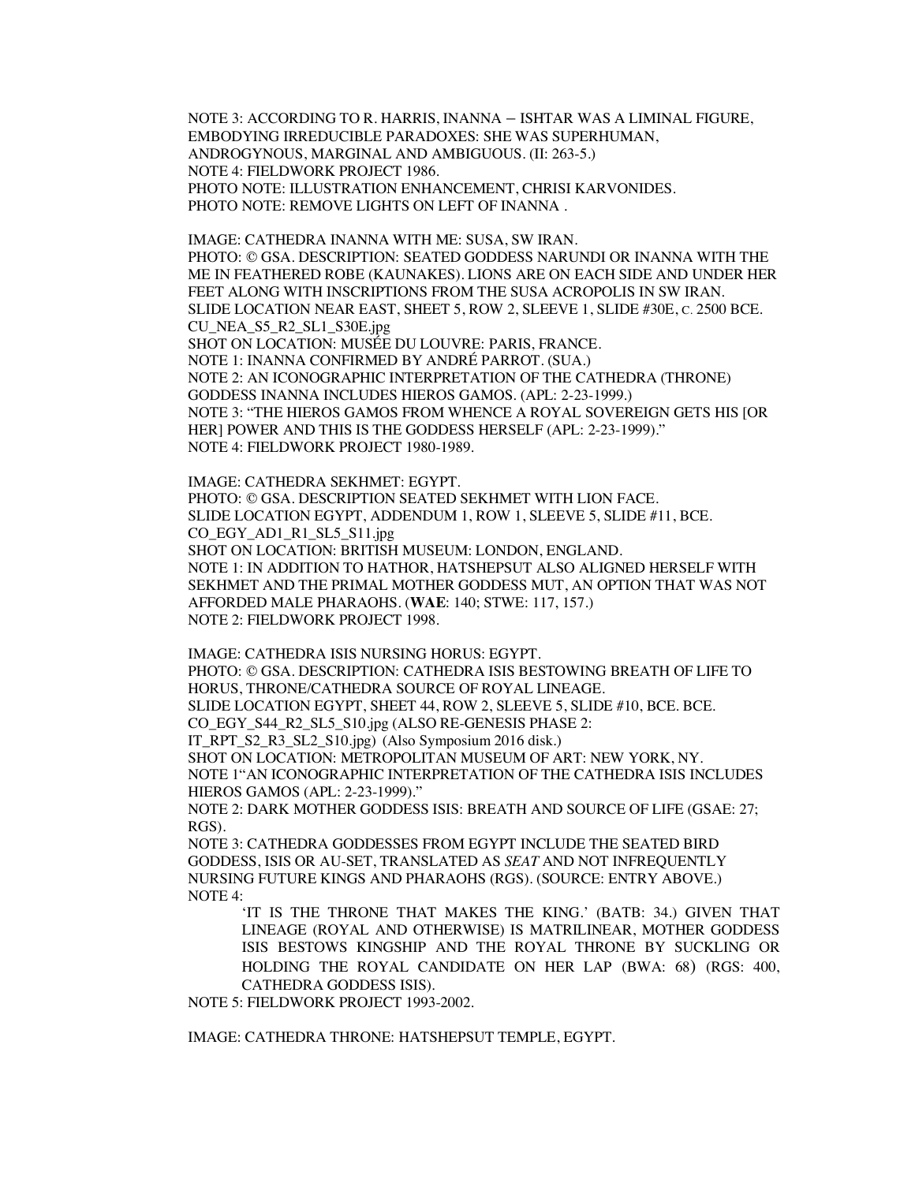NOTE 3: ACCORDING TO R. HARRIS, INANNA – ISHTAR WAS A LIMINAL FIGURE, EMBODYING IRREDUCIBLE PARADOXES: SHE WAS SUPERHUMAN, ANDROGYNOUS, MARGINAL AND AMBIGUOUS. (II: 263-5.)
NOTE 4: FIELDWORK PROJECT 1986.
PHOTO NOTE: ILLUSTRATION ENHANCEMENT, CHRISI KARVONIDES.
PHOTO NOTE: REMOVE LIGHTS ON LEFT OF INANNA .

IMAGE: CATHEDRA INANNA WITH ME: SUSA, SW IRAN.
PHOTO: © GSA. DESCRIPTION: SEATED GODDESS NARUNDI OR INANNA WITH THE ME IN FEATHERED ROBE (KAUNAKES). LIONS ARE ON EACH SIDE AND UNDER HER FEET ALONG WITH INSCRIPTIONS FROM THE SUSA ACROPOLIS IN SW IRAN.
SLIDE LOCATION NEAR EAST, SHEET 5, ROW 2, SLEEVE 1, SLIDE #30E, C. 2500 BCE.
CU_NEA_S5_R2_SL1_S30E.jpg
SHOT ON LOCATION: MUSÉE DU LOUVRE: PARIS, FRANCE.
NOTE 1: INANNA CONFIRMED BY ANDRÉ PARROT. (SUA.)
NOTE 2: AN ICONOGRAPHIC INTERPRETATION OF THE CATHEDRA (THRONE) GODDESS INANNA INCLUDES HIEROS GAMOS. (APL: 2-23-1999.)
NOTE 3: "THE HIEROS GAMOS FROM WHENCE A ROYAL SOVEREIGN GETS HIS [OR HER] POWER AND THIS IS THE GODDESS HERSELF (APL: 2-23-1999)."
NOTE 4: FIELDWORK PROJECT 1980-1989.

IMAGE: CATHEDRA SEKHMET: EGYPT.
PHOTO: © GSA. DESCRIPTION SEATED SEKHMET WITH LION FACE.
SLIDE LOCATION EGYPT, ADDENDUM 1, ROW 1, SLEEVE 5, SLIDE #11, BCE.
CO_EGY_AD1_R1_SL5_S11.jpg
SHOT ON LOCATION: BRITISH MUSEUM: LONDON, ENGLAND.
NOTE 1: IN ADDITION TO HATHOR, HATSHEPSUT ALSO ALIGNED HERSELF WITH SEKHMET AND THE PRIMAL MOTHER GODDESS MUT, AN OPTION THAT WAS NOT AFFORDED MALE PHARAOHS. (**WAE**: 140; STWE: 117, 157.)
NOTE 2: FIELDWORK PROJECT 1998.

IMAGE: CATHEDRA ISIS NURSING HORUS: EGYPT.
PHOTO: © GSA. DESCRIPTION: CATHEDRA ISIS BESTOWING BREATH OF LIFE TO HORUS, THRONE/CATHEDRA SOURCE OF ROYAL LINEAGE.
SLIDE LOCATION EGYPT, SHEET 44, ROW 2, SLEEVE 5, SLIDE #10, BCE. BCE.
CO_EGY_S44_R2_SL5_S10.jpg (ALSO RE-GENESIS PHASE 2: IT_RPT_S2_R3_SL2_S10.jpg) (Also Symposium 2016 disk.)
SHOT ON LOCATION: METROPOLITAN MUSEUM OF ART: NEW YORK, NY.
NOTE 1"AN ICONOGRAPHIC INTERPRETATION OF THE CATHEDRA ISIS INCLUDES HIEROS GAMOS (APL: 2-23-1999)."
NOTE 2: DARK MOTHER GODDESS ISIS: BREATH AND SOURCE OF LIFE (GSAE: 27; RGS).
NOTE 3: CATHEDRA GODDESSES FROM EGYPT INCLUDE THE SEATED BIRD GODDESS, ISIS OR AU-SET, TRANSLATED AS *SEAT* AND NOT INFREQUENTLY NURSING FUTURE KINGS AND PHARAOHS (RGS). (SOURCE: ENTRY ABOVE.)
NOTE 4:

> 'IT IS THE THRONE THAT MAKES THE KING.' (BATB: 34.) GIVEN THAT LINEAGE (ROYAL AND OTHERWISE) IS MATRILINEAR, MOTHER GODDESS ISIS BESTOWS KINGSHIP AND THE ROYAL THRONE BY SUCKLING OR HOLDING THE ROYAL CANDIDATE ON HER LAP (BWA: 68) (RGS: 400, CATHEDRA GODDESS ISIS).

NOTE 5: FIELDWORK PROJECT 1993-2002.

IMAGE: CATHEDRA THRONE: HATSHEPSUT TEMPLE, EGYPT.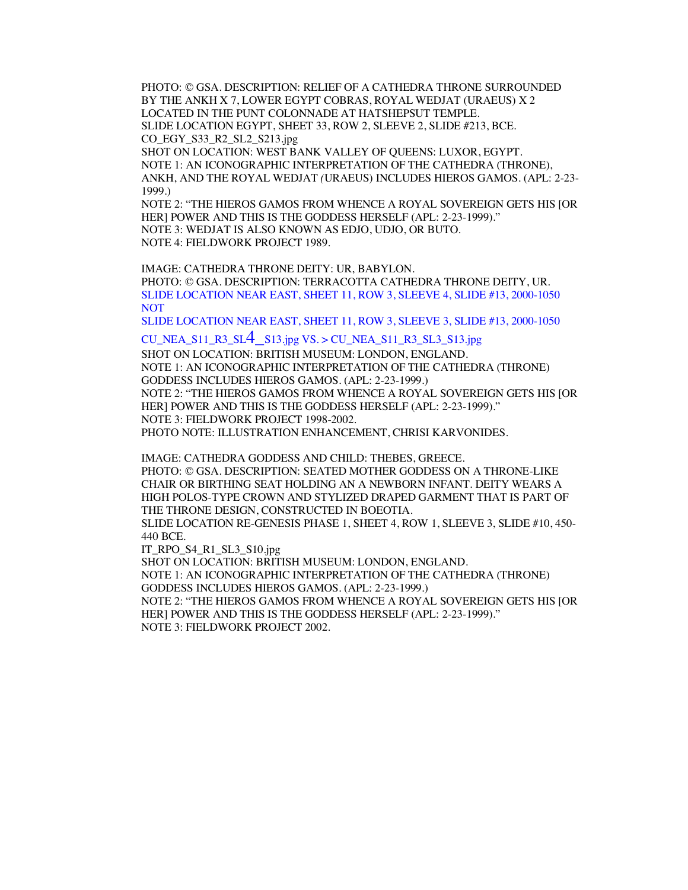PHOTO: © GSA. DESCRIPTION: RELIEF OF A CATHEDRA THRONE SURROUNDED BY THE ANKH X 7, LOWER EGYPT COBRAS, ROYAL WEDJAT (URAEUS) X 2 LOCATED IN THE PUNT COLONNADE AT HATSHEPSUT TEMPLE.
SLIDE LOCATION EGYPT, SHEET 33, ROW 2, SLEEVE 2, SLIDE #213, BCE.
CO_EGY_S33_R2_SL2_S213.jpg
SHOT ON LOCATION: WEST BANK VALLEY OF QUEENS: LUXOR, EGYPT.
NOTE 1: AN ICONOGRAPHIC INTERPRETATION OF THE CATHEDRA (THRONE), ANKH, AND THE ROYAL WEDJAT (URAEUS) INCLUDES HIEROS GAMOS. (APL: 2-23-1999.)
NOTE 2: "THE HIEROS GAMOS FROM WHENCE A ROYAL SOVEREIGN GETS HIS [OR HER] POWER AND THIS IS THE GODDESS HERSELF (APL: 2-23-1999)."
NOTE 3: WEDJAT IS ALSO KNOWN AS EDJO, UDJO, OR BUTO.
NOTE 4: FIELDWORK PROJECT 1989.

IMAGE: CATHEDRA THRONE DEITY: UR, BABYLON.
PHOTO: © GSA. DESCRIPTION: TERRACOTTA CATHEDRA THRONE DEITY, UR.
SLIDE LOCATION NEAR EAST, SHEET 11, ROW 3, SLEEVE 4, SLIDE #13, 2000-1050 NOT
SLIDE LOCATION NEAR EAST, SHEET 11, ROW 3, SLEEVE 3, SLIDE #13, 2000-1050
CU_NEA_S11_R3_SL4_S13.jpg VS. > CU_NEA_S11_R3_SL3_S13.jpg
SHOT ON LOCATION: BRITISH MUSEUM: LONDON, ENGLAND.
NOTE 1: AN ICONOGRAPHIC INTERPRETATION OF THE CATHEDRA (THRONE) GODDESS INCLUDES HIEROS GAMOS. (APL: 2-23-1999.)
NOTE 2: "THE HIEROS GAMOS FROM WHENCE A ROYAL SOVEREIGN GETS HIS [OR HER] POWER AND THIS IS THE GODDESS HERSELF (APL: 2-23-1999)."
NOTE 3: FIELDWORK PROJECT 1998-2002.
PHOTO NOTE: ILLUSTRATION ENHANCEMENT, CHRISI KARVONIDES.

IMAGE: CATHEDRA GODDESS AND CHILD: THEBES, GREECE.
PHOTO: © GSA. DESCRIPTION: SEATED MOTHER GODDESS ON A THRONE-LIKE CHAIR OR BIRTHING SEAT HOLDING AN A NEWBORN INFANT. DEITY WEARS A HIGH POLOS-TYPE CROWN AND STYLIZED DRAPED GARMENT THAT IS PART OF THE THRONE DESIGN, CONSTRUCTED IN BOEOTIA.
SLIDE LOCATION RE-GENESIS PHASE 1, SHEET 4, ROW 1, SLEEVE 3, SLIDE #10, 450-440 BCE.
IT_RPO_S4_R1_SL3_S10.jpg
SHOT ON LOCATION: BRITISH MUSEUM: LONDON, ENGLAND.
NOTE 1: AN ICONOGRAPHIC INTERPRETATION OF THE CATHEDRA (THRONE) GODDESS INCLUDES HIEROS GAMOS. (APL: 2-23-1999.)
NOTE 2: "THE HIEROS GAMOS FROM WHENCE A ROYAL SOVEREIGN GETS HIS [OR HER] POWER AND THIS IS THE GODDESS HERSELF (APL: 2-23-1999)."
NOTE 3: FIELDWORK PROJECT 2002.